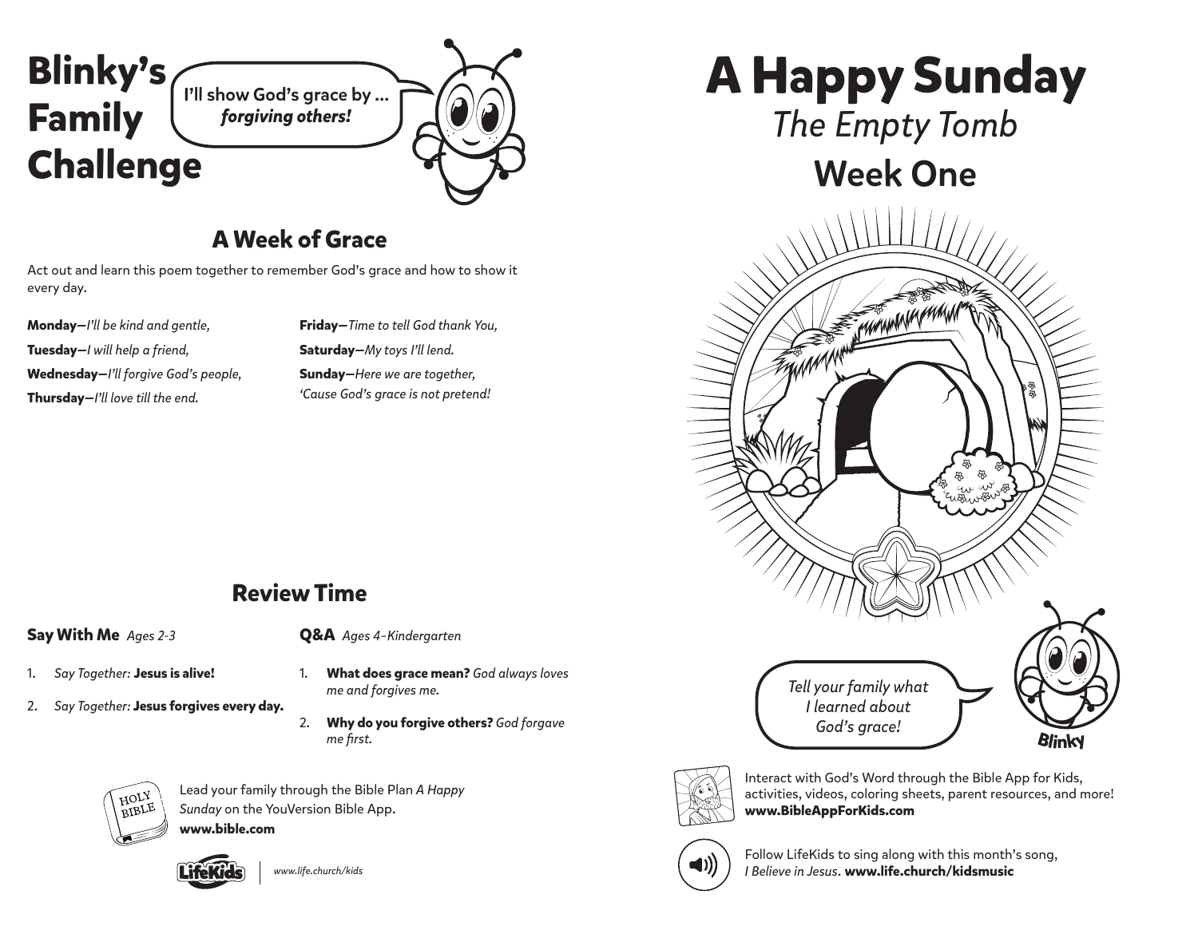# Blinky's Family Challenge

I'll show God's grace by ... *forgiving others!*

## A Week of Grace

Act out and learn this poem together to remember God's grace and how to show it every day.

**Monday**—*I'll be kind and gentle,*
**Tuesday**—*I will help a friend,*
**Wednesday**—*I'll forgive God's people,*
**Thursday**—*I'll love till the end.*
**Friday**—*Time to tell God thank You,*
**Saturday**—*My toys I'll lend.*
**Sunday**—*Here we are together,*
*'Cause God's grace is not pretend!*

## Review Time

### Say With Me *Ages 2-3*

1. *Say Together:* **Jesus is alive!**
2. *Say Together:* **Jesus forgives every day.**

### Q&A *Ages 4–Kindergarten*

1. **What does grace mean?** *God always loves me and forgives me.*
2. **Why do you forgive others?** *God forgave me first.*

Lead your family through the Bible Plan *A Happy Sunday* on the YouVersion Bible App.
**www.bible.com**

LifeKids | *www.life.church/kids*

# A Happy Sunday

## *The Empty Tomb*

## Week One

*Tell your family what I learned about God's grace!*

Blinky

Interact with God's Word through the Bible App for Kids, activities, videos, coloring sheets, parent resources, and more! **www.BibleAppForKids.com**

Follow LifeKids to sing along with this month's song, *I Believe in Jesus*. **www.life.church/kidsmusic**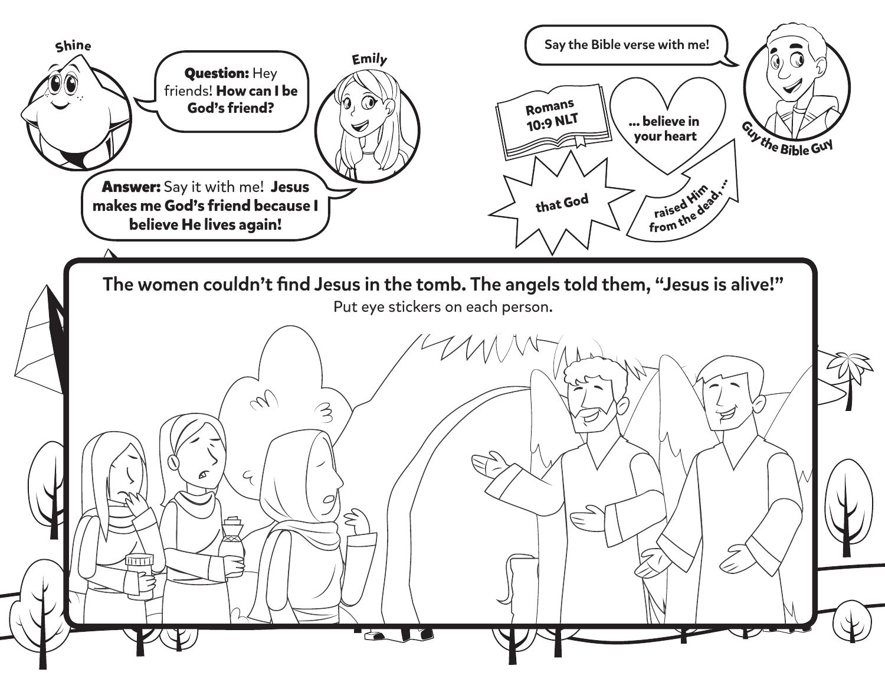Shine

**Question:** Hey friends! **How can I be God's friend?**

Emily

**Answer:** Say it with me! **Jesus makes me God's friend because I believe He lives again!**

Say the Bible verse with me!

Guy the Bible Guy

Romans 10:9 NLT

... believe in your heart

that God

raised Him from the dead, ...

**The women couldn't find Jesus in the tomb. The angels told them, "Jesus is alive!"**

Put eye stickers on each person.